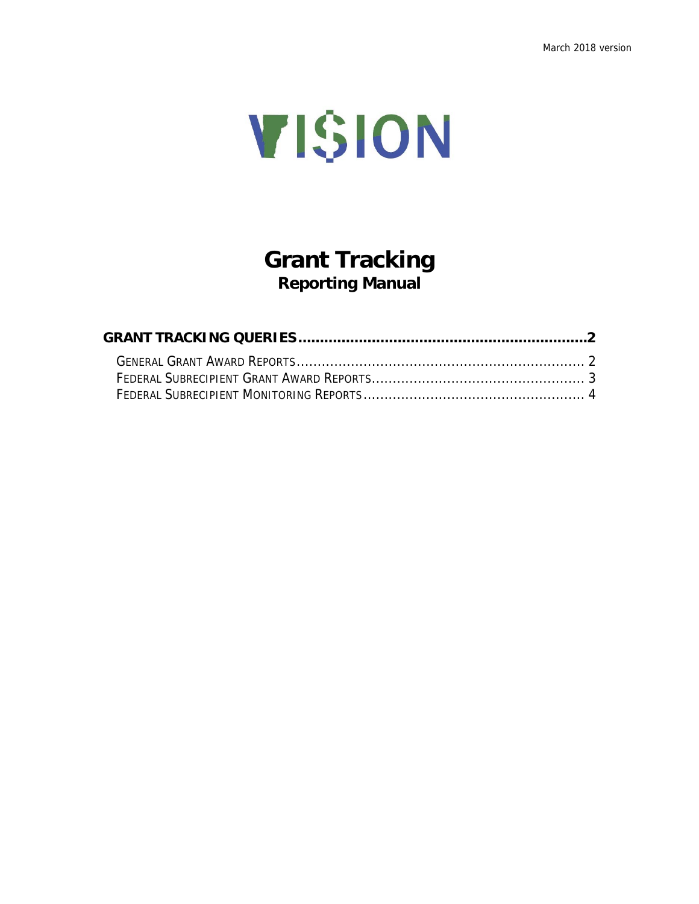March 2018 version

VI$ION

# Grant Tracking
## Reporting Manual

**GRANT TRACKING QUERIES....................................................................2**

GENERAL GRANT AWARD REPORTS.................................................................... 2
FEDERAL SUBRECIPIENT GRANT AWARD REPORTS.................................................. 3
FEDERAL SUBRECIPIENT MONITORING REPORTS.................................................... 4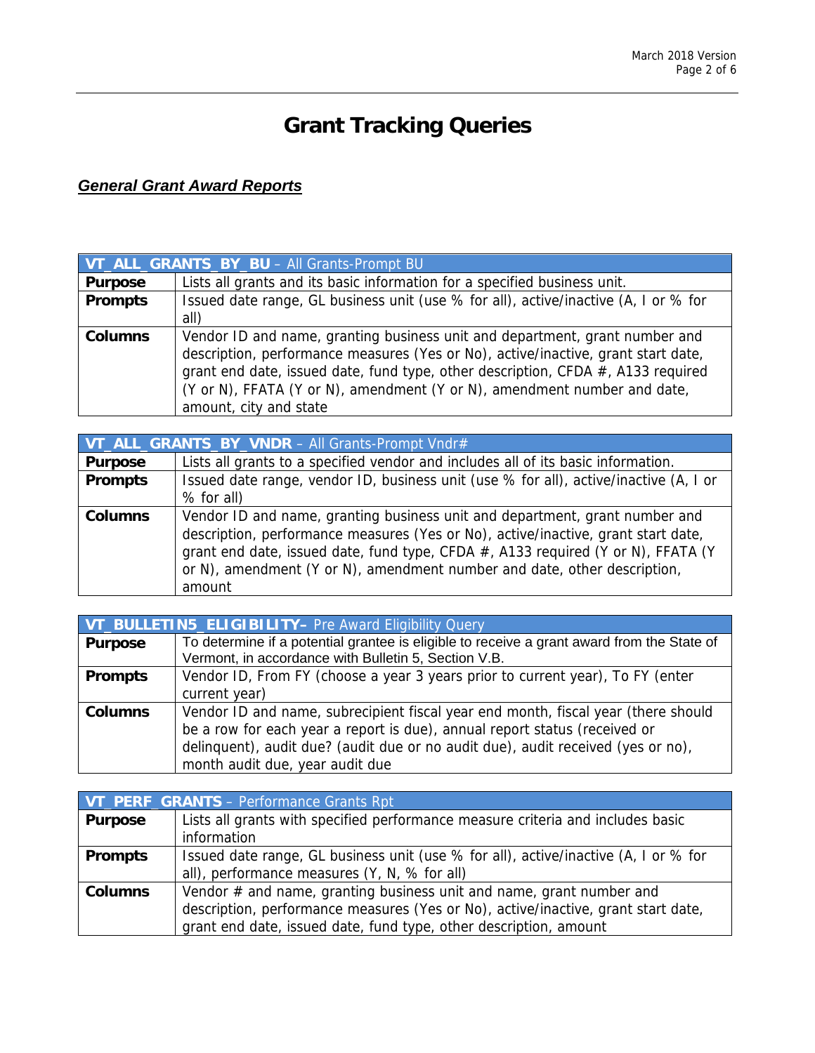# Grant Tracking Queries

***General Grant Award Reports***

| **VT_ALL_GRANTS_BY_BU** – All Grants-Prompt BU | |
|---|---|
| **Purpose** | Lists all grants and its basic information for a specified business unit. |
| **Prompts** | Issued date range, GL business unit (use % for all), active/inactive (A, I or % for all) |
| **Columns** | Vendor ID and name, granting business unit and department, grant number and description, performance measures (Yes or No), active/inactive, grant start date, grant end date, issued date, fund type, other description, CFDA #, A133 required (Y or N), FFATA (Y or N), amendment (Y or N), amendment number and date, amount, city and state |

| **VT_ALL_GRANTS_BY_VNDR** – All Grants-Prompt Vndr# | |
|---|---|
| **Purpose** | Lists all grants to a specified vendor and includes all of its basic information. |
| **Prompts** | Issued date range, vendor ID, business unit (use % for all), active/inactive (A, I or % for all) |
| **Columns** | Vendor ID and name, granting business unit and department, grant number and description, performance measures (Yes or No), active/inactive, grant start date, grant end date, issued date, fund type, CFDA #, A133 required (Y or N), FFATA (Y or N), amendment (Y or N), amendment number and date, other description, amount |

| **VT_BULLETIN5_ELIGIBILITY**– Pre Award Eligibility Query | |
|---|---|
| **Purpose** | To determine if a potential grantee is eligible to receive a grant award from the State of Vermont, in accordance with Bulletin 5, Section V.B. |
| **Prompts** | Vendor ID, From FY (choose a year 3 years prior to current year), To FY (enter current year) |
| **Columns** | Vendor ID and name, subrecipient fiscal year end month, fiscal year (there should be a row for each year a report is due), annual report status (received or delinquent), audit due? (audit due or no audit due), audit received (yes or no), month audit due, year audit due |

| **VT_PERF_GRANTS** – Performance Grants Rpt | |
|---|---|
| **Purpose** | Lists all grants with specified performance measure criteria and includes basic information |
| **Prompts** | Issued date range, GL business unit (use % for all), active/inactive (A, I or % for all), performance measures (Y, N, % for all) |
| **Columns** | Vendor # and name, granting business unit and name, grant number and description, performance measures (Yes or No), active/inactive, grant start date, grant end date, issued date, fund type, other description, amount |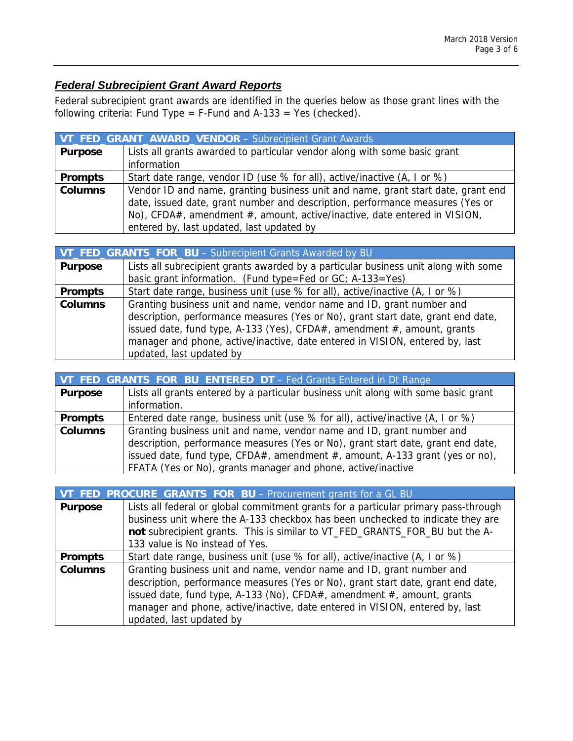## ***Federal Subrecipient Grant Award Reports***

Federal subrecipient grant awards are identified in the queries below as those grant lines with the following criteria: Fund Type = F-Fund and A-133 = Yes (checked).

| **VT_FED_GRANT_AWARD_VENDOR** – Subrecipient Grant Awards | |
|---|---|
| **Purpose** | Lists all grants awarded to particular vendor along with some basic grant information |
| **Prompts** | Start date range, vendor ID (use % for all), active/inactive (A, I or %) |
| **Columns** | Vendor ID and name, granting business unit and name, grant start date, grant end date, issued date, grant number and description, performance measures (Yes or No), CFDA#, amendment #, amount, active/inactive, date entered in VISION, entered by, last updated, last updated by |

| **VT_FED_GRANTS_FOR_BU** – Subrecipient Grants Awarded by BU | |
|---|---|
| **Purpose** | Lists all subrecipient grants awarded by a particular business unit along with some basic grant information. (Fund type=Fed or GC; A-133=Yes) |
| **Prompts** | Start date range, business unit (use % for all), active/inactive (A, I or %) |
| **Columns** | Granting business unit and name, vendor name and ID, grant number and description, performance measures (Yes or No), grant start date, grant end date, issued date, fund type, A-133 (Yes), CFDA#, amendment #, amount, grants manager and phone, active/inactive, date entered in VISION, entered by, last updated, last updated by |

| **VT_FED_GRANTS_FOR_BU_ENTERED_DT** – Fed Grants Entered in Dt Range | |
|---|---|
| **Purpose** | Lists all grants entered by a particular business unit along with some basic grant information. |
| **Prompts** | Entered date range, business unit (use % for all), active/inactive (A, I or %) |
| **Columns** | Granting business unit and name, vendor name and ID, grant number and description, performance measures (Yes or No), grant start date, grant end date, issued date, fund type, CFDA#, amendment #, amount, A-133 grant (yes or no), FFATA (Yes or No), grants manager and phone, active/inactive |

| **VT_FED_PROCURE_GRANTS_FOR_BU** – Procurement grants for a GL BU | |
|---|---|
| **Purpose** | Lists all federal or global commitment grants for a particular primary pass-through business unit where the A-133 checkbox has been unchecked to indicate they are **not** subrecipient grants. This is similar to VT_FED_GRANTS_FOR_BU but the A-133 value is No instead of Yes. |
| **Prompts** | Start date range, business unit (use % for all), active/inactive (A, I or %) |
| **Columns** | Granting business unit and name, vendor name and ID, grant number and description, performance measures (Yes or No), grant start date, grant end date, issued date, fund type, A-133 (No), CFDA#, amendment #, amount, grants manager and phone, active/inactive, date entered in VISION, entered by, last updated, last updated by |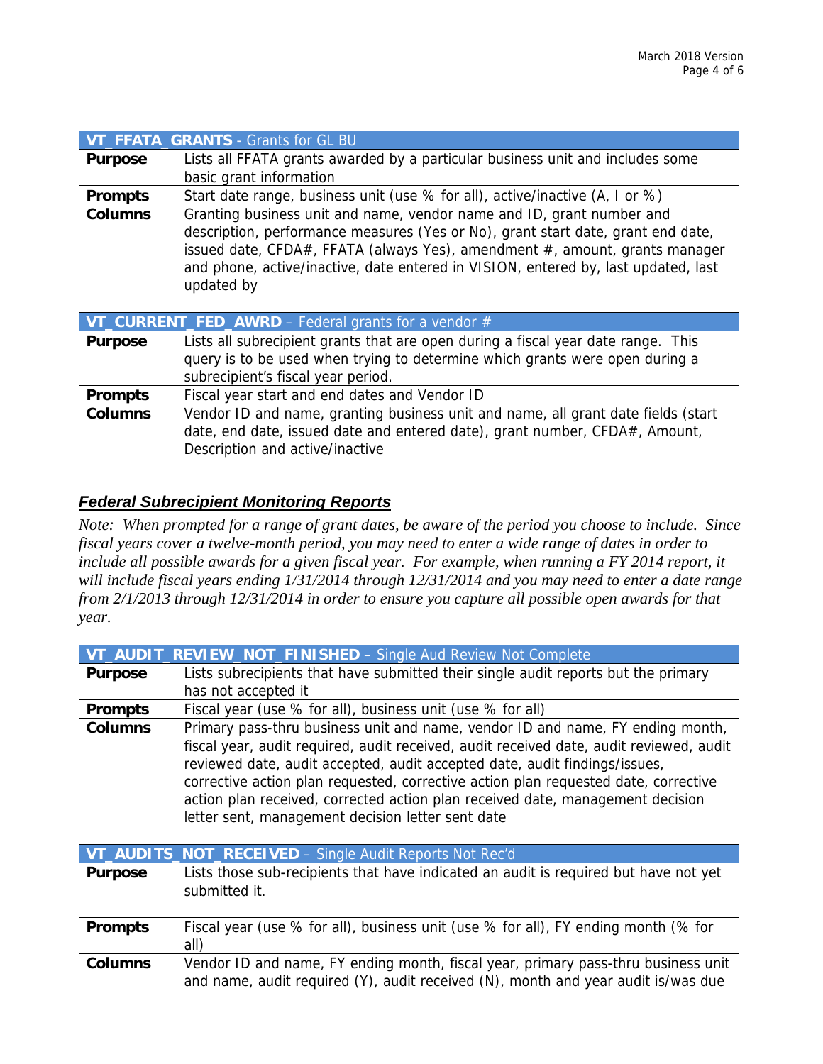| **VT_FFATA_GRANTS** - Grants for GL BU | |
|---|---|
| **Purpose** | Lists all FFATA grants awarded by a particular business unit and includes some basic grant information |
| **Prompts** | Start date range, business unit (use % for all), active/inactive (A, I or %) |
| **Columns** | Granting business unit and name, vendor name and ID, grant number and description, performance measures (Yes or No), grant start date, grant end date, issued date, CFDA#, FFATA (always Yes), amendment #, amount, grants manager and phone, active/inactive, date entered in VISION, entered by, last updated, last updated by |

| **VT_CURRENT_FED_AWRD** – Federal grants for a vendor # | |
|---|---|
| **Purpose** | Lists all subrecipient grants that are open during a fiscal year date range. This query is to be used when trying to determine which grants were open during a subrecipient's fiscal year period. |
| **Prompts** | Fiscal year start and end dates and Vendor ID |
| **Columns** | Vendor ID and name, granting business unit and name, all grant date fields (start date, end date, issued date and entered date), grant number, CFDA#, Amount, Description and active/inactive |

## *Federal Subrecipient Monitoring Reports*

*Note: When prompted for a range of grant dates, be aware of the period you choose to include. Since fiscal years cover a twelve-month period, you may need to enter a wide range of dates in order to include all possible awards for a given fiscal year. For example, when running a FY 2014 report, it will include fiscal years ending 1/31/2014 through 12/31/2014 and you may need to enter a date range from 2/1/2013 through 12/31/2014 in order to ensure you capture all possible open awards for that year.*

| **VT_AUDIT_REVIEW_NOT_FINISHED** – Single Aud Review Not Complete | |
|---|---|
| **Purpose** | Lists subrecipients that have submitted their single audit reports but the primary has not accepted it |
| **Prompts** | Fiscal year (use % for all), business unit (use % for all) |
| **Columns** | Primary pass-thru business unit and name, vendor ID and name, FY ending month, fiscal year, audit required, audit received, audit received date, audit reviewed, audit reviewed date, audit accepted, audit accepted date, audit findings/issues, corrective action plan requested, corrective action plan requested date, corrective action plan received, corrected action plan received date, management decision letter sent, management decision letter sent date |

| **VT_AUDITS_NOT_RECEIVED** – Single Audit Reports Not Rec'd | |
|---|---|
| **Purpose** | Lists those sub-recipients that have indicated an audit is required but have not yet submitted it. |
| **Prompts** | Fiscal year (use % for all), business unit (use % for all), FY ending month (% for all) |
| **Columns** | Vendor ID and name, FY ending month, fiscal year, primary pass-thru business unit and name, audit required (Y), audit received (N), month and year audit is/was due |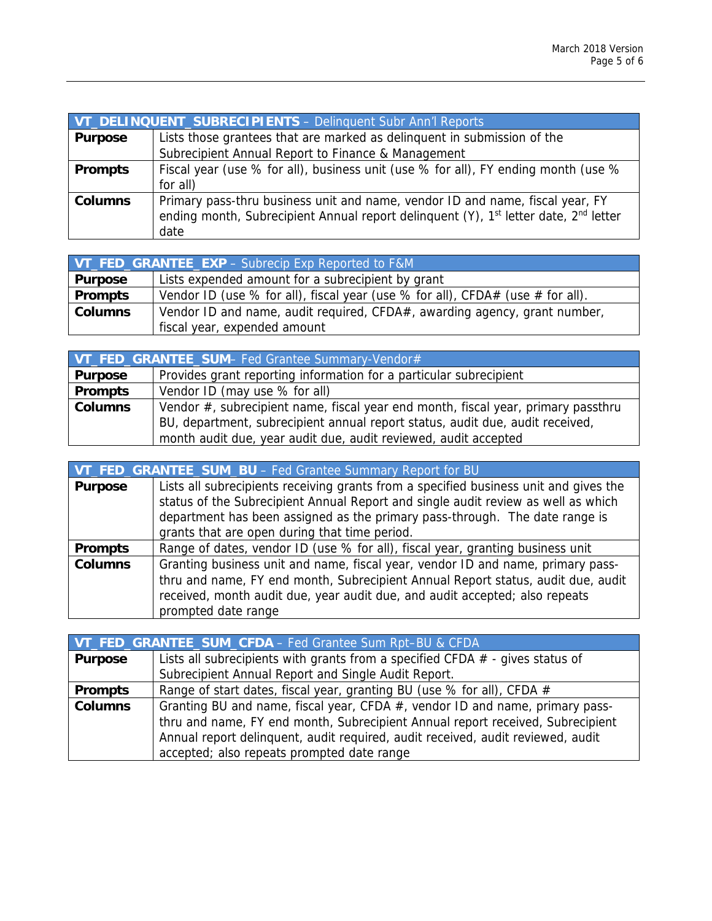| **VT_DELINQUENT_SUBRECIPIENTS** – Delinquent Subr Ann'l Reports | |
|---|---|
| **Purpose** | Lists those grantees that are marked as delinquent in submission of the Subrecipient Annual Report to Finance & Management |
| **Prompts** | Fiscal year (use % for all), business unit (use % for all), FY ending month (use % for all) |
| **Columns** | Primary pass-thru business unit and name, vendor ID and name, fiscal year, FY ending month, Subrecipient Annual report delinquent (Y), 1st letter date, 2nd letter date |

| **VT_FED_GRANTEE_EXP** – Subrecip Exp Reported to F&M | |
|---|---|
| **Purpose** | Lists expended amount for a subrecipient by grant |
| **Prompts** | Vendor ID (use % for all), fiscal year (use % for all), CFDA# (use # for all). |
| **Columns** | Vendor ID and name, audit required, CFDA#, awarding agency, grant number, fiscal year, expended amount |

| **VT_FED_GRANTEE_SUM**– Fed Grantee Summary-Vendor# | |
|---|---|
| **Purpose** | Provides grant reporting information for a particular subrecipient |
| **Prompts** | Vendor ID (may use % for all) |
| **Columns** | Vendor #, subrecipient name, fiscal year end month, fiscal year, primary passthru BU, department, subrecipient annual report status, audit due, audit received, month audit due, year audit due, audit reviewed, audit accepted |

| **VT_FED_GRANTEE_SUM_BU** – Fed Grantee Summary Report for BU | |
|---|---|
| **Purpose** | Lists all subrecipients receiving grants from a specified business unit and gives the status of the Subrecipient Annual Report and single audit review as well as which department has been assigned as the primary pass-through. The date range is grants that are open during that time period. |
| **Prompts** | Range of dates, vendor ID (use % for all), fiscal year, granting business unit |
| **Columns** | Granting business unit and name, fiscal year, vendor ID and name, primary pass-thru and name, FY end month, Subrecipient Annual Report status, audit due, audit received, month audit due, year audit due, and audit accepted; also repeats prompted date range |

| **VT_FED_GRANTEE_SUM_CFDA** – Fed Grantee Sum Rpt–BU & CFDA | |
|---|---|
| **Purpose** | Lists all subrecipients with grants from a specified CFDA # - gives status of Subrecipient Annual Report and Single Audit Report. |
| **Prompts** | Range of start dates, fiscal year, granting BU (use % for all), CFDA # |
| **Columns** | Granting BU and name, fiscal year, CFDA #, vendor ID and name, primary pass-thru and name, FY end month, Subrecipient Annual report received, Subrecipient Annual report delinquent, audit required, audit received, audit reviewed, audit accepted; also repeats prompted date range |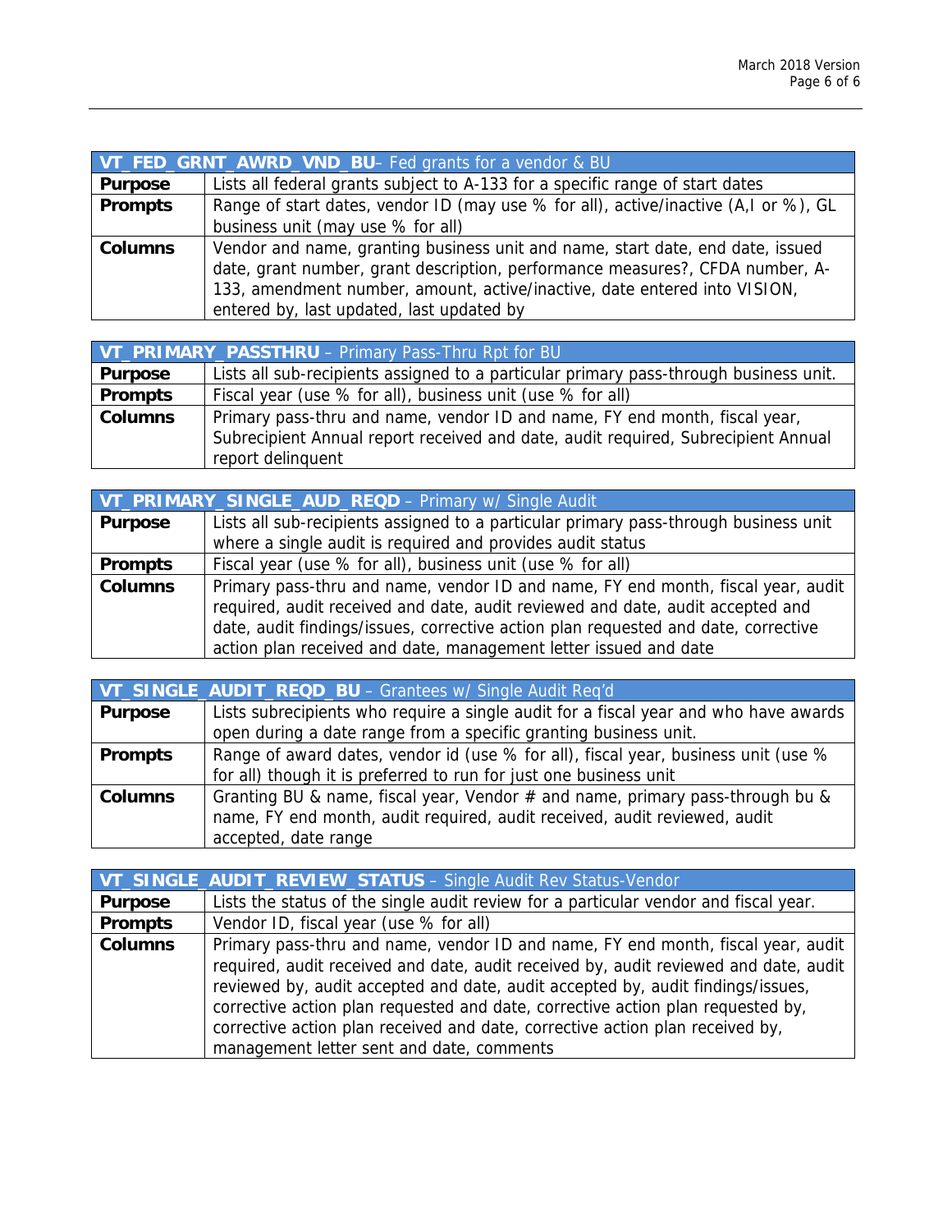| **VT_FED_GRNT_AWRD_VND_BU**– Fed grants for a vendor & BU | |
|---|---|
| **Purpose** | Lists all federal grants subject to A-133 for a specific range of start dates |
| **Prompts** | Range of start dates, vendor ID (may use % for all), active/inactive (A,I or %), GL business unit (may use % for all) |
| **Columns** | Vendor and name, granting business unit and name, start date, end date, issued date, grant number, grant description, performance measures?, CFDA number, A-133, amendment number, amount, active/inactive, date entered into VISION, entered by, last updated, last updated by |

| **VT_PRIMARY_PASSTHRU** – Primary Pass-Thru Rpt for BU | |
|---|---|
| **Purpose** | Lists all sub-recipients assigned to a particular primary pass-through business unit. |
| **Prompts** | Fiscal year (use % for all), business unit (use % for all) |
| **Columns** | Primary pass-thru and name, vendor ID and name, FY end month, fiscal year, Subrecipient Annual report received and date, audit required, Subrecipient Annual report delinquent |

| **VT_PRIMARY_SINGLE_AUD_REQD** – Primary w/ Single Audit | |
|---|---|
| **Purpose** | Lists all sub-recipients assigned to a particular primary pass-through business unit where a single audit is required and provides audit status |
| **Prompts** | Fiscal year (use % for all), business unit (use % for all) |
| **Columns** | Primary pass-thru and name, vendor ID and name, FY end month, fiscal year, audit required, audit received and date, audit reviewed and date, audit accepted and date, audit findings/issues, corrective action plan requested and date, corrective action plan received and date, management letter issued and date |

| **VT_SINGLE_AUDIT_REQD_BU** – Grantees w/ Single Audit Req'd | |
|---|---|
| **Purpose** | Lists subrecipients who require a single audit for a fiscal year and who have awards open during a date range from a specific granting business unit. |
| **Prompts** | Range of award dates, vendor id (use % for all), fiscal year, business unit (use % for all) though it is preferred to run for just one business unit |
| **Columns** | Granting BU & name, fiscal year, Vendor # and name, primary pass-through bu & name, FY end month, audit required, audit received, audit reviewed, audit accepted, date range |

| **VT_SINGLE_AUDIT_REVIEW_STATUS** – Single Audit Rev Status-Vendor | |
|---|---|
| **Purpose** | Lists the status of the single audit review for a particular vendor and fiscal year. |
| **Prompts** | Vendor ID, fiscal year (use % for all) |
| **Columns** | Primary pass-thru and name, vendor ID and name, FY end month, fiscal year, audit required, audit received and date, audit received by, audit reviewed and date, audit reviewed by, audit accepted and date, audit accepted by, audit findings/issues, corrective action plan requested and date, corrective action plan requested by, corrective action plan received and date, corrective action plan received by, management letter sent and date, comments |